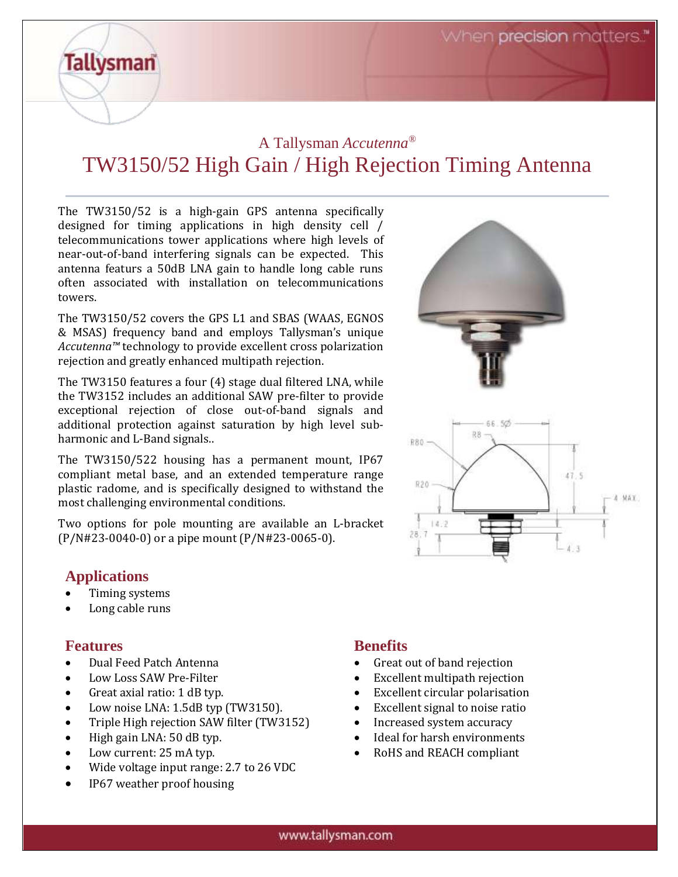A Tallysman *Accutenna*®

# TW3150/52 High Gain / High Rejection Timing Antenna

The TW3150/52 is a high-gain GPS antenna specifically designed for timing applications in high density cell / telecommunications tower applications where high levels of near-out-of-band interfering signals can be expected. This antenna features a 50dB LNA gain to handle long cable runs often associated with installation on telecommunications towers.

The TW3150/52 covers the GPS L1 and SBAS (WAAS, EGNOS & MSAS) frequency band and employs Tallysman's unique *Accutenna™* technology to provide excellent cross polarization rejection and greatly enhanced multipath rejection.

The TW3150 features a four (4) stage dual filtered LNA, while the TW3152 includes an additional SAW pre-filter to provide exceptional rejection of close out-of-band signals and additional protection against saturation by high level sub-harmonic and L-Band signals..

The TW3150/522 housing has a permanent mount, IP67 compliant metal base, and an extended temperature range plastic radome, and is specifically designed to withstand the most challenging environmental conditions.

Two options for pole mounting are available an L-bracket (P/N#23-0040-0) or a pipe mount (P/N#23-0065-0).

## Applications

- Timing systems
- Long cable runs

## Features

- Dual Feed Patch Antenna
- Low Loss SAW Pre-Filter
- Great axial ratio: 1 dB typ.
- Low noise LNA: 1.5dB typ (TW3150).
- Triple High rejection SAW filter (TW3152)
- High gain LNA: 50 dB typ.
- Low current: 25 mA typ.
- Wide voltage input range: 2.7 to 26 VDC
- IP67 weather proof housing

## Benefits

- Great out of band rejection
- Excellent multipath rejection
- Excellent circular polarisation
- Excellent signal to noise ratio
- Increased system accuracy
- Ideal for harsh environments
- RoHS and REACH compliant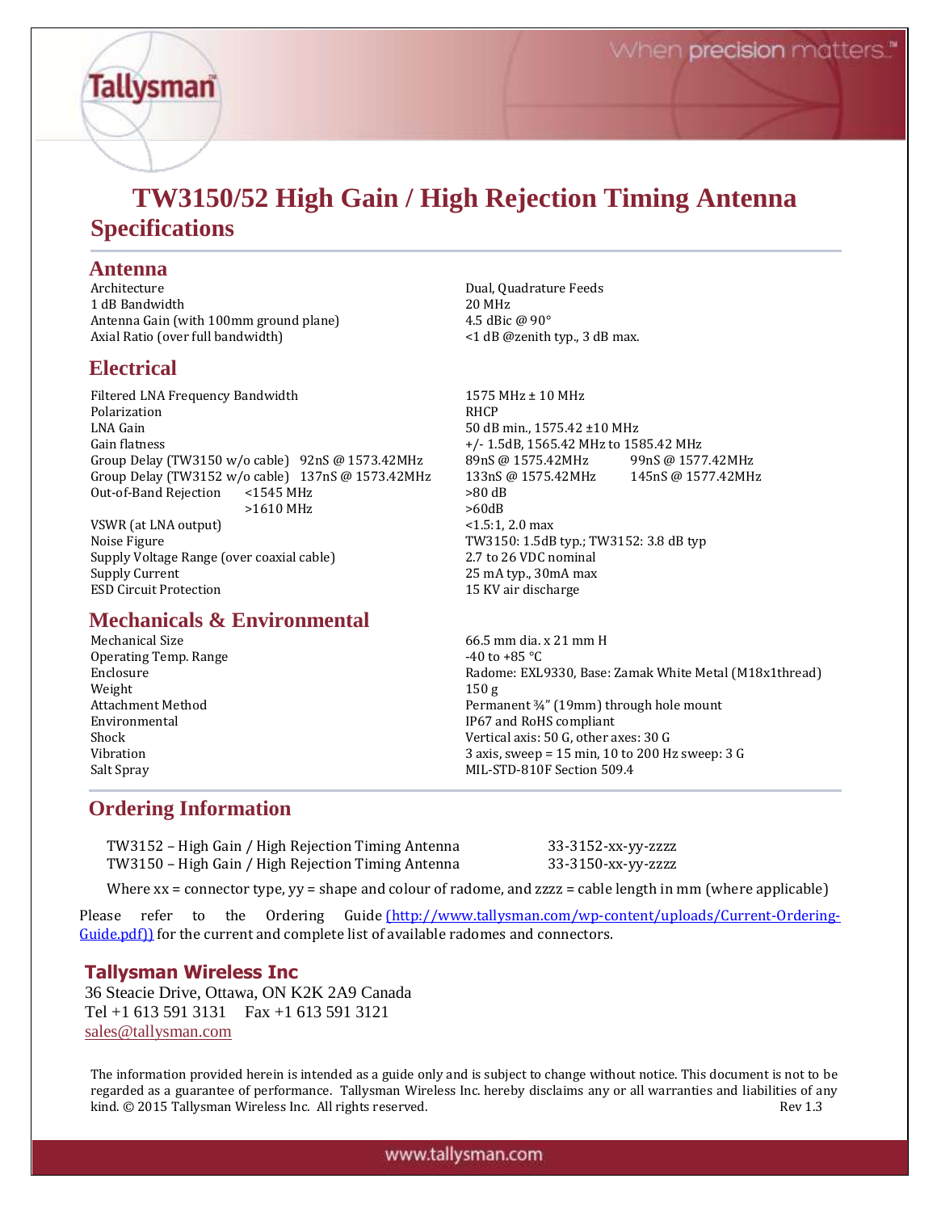# TW3150/52 High Gain / High Rejection Timing Antenna

## Specifications

### Antenna

| | |
|---|---|
| Architecture | Dual, Quadrature Feeds |
| 1 dB Bandwidth | 20 MHz |
| Antenna Gain (with 100mm ground plane) | 4.5 dBic @ 90° |
| Axial Ratio (over full bandwidth) | <1 dB @zenith typ., 3 dB max. |

### Electrical

| | | | |
|---|---|---|---|
| Filtered LNA Frequency Bandwidth | | 1575 MHz ± 10 MHz | |
| Polarization | | RHCP | |
| LNA Gain | | 50 dB min., 1575.42 ±10 MHz | |
| Gain flatness | | +/- 1.5dB, 1565.42 MHz to 1585.42 MHz | |
| Group Delay (TW3150 w/o cable) | 92nS @ 1573.42MHz | 89nS @ 1575.42MHz | 99nS @ 1577.42MHz |
| Group Delay (TW3152 w/o cable) | 137nS @ 1573.42MHz | 133nS @ 1575.42MHz | 145nS @ 1577.42MHz |
| Out-of-Band Rejection | <1545 MHz | >80 dB | |
| | >1610 MHz | >60dB | |
| VSWR (at LNA output) | | <1.5:1, 2.0 max | |
| Noise Figure | | TW3150: 1.5dB typ.; TW3152: 3.8 dB typ | |
| Supply Voltage Range (over coaxial cable) | | 2.7 to 26 VDC nominal | |
| Supply Current | | 25 mA typ., 30mA max | |
| ESD Circuit Protection | | 15 KV air discharge | |

### Mechanicals & Environmental

| | |
|---|---|
| Mechanical Size | 66.5 mm dia. x 21 mm H |
| Operating Temp. Range | -40 to +85 °C |
| Enclosure | Radome: EXL9330, Base: Zamak White Metal (M18x1thread) |
| Weight | 150 g |
| Attachment Method | Permanent ¾" (19mm) through hole mount |
| Environmental | IP67 and RoHS compliant |
| Shock | Vertical axis: 50 G, other axes: 30 G |
| Vibration | 3 axis, sweep = 15 min, 10 to 200 Hz sweep: 3 G |
| Salt Spray | MIL-STD-810F Section 509.4 |

### Ordering Information

| | |
|---|---|
| TW3152 – High Gain / High Rejection Timing Antenna | 33-3152-xx-yy-zzzz |
| TW3150 – High Gain / High Rejection Timing Antenna | 33-3150-xx-yy-zzzz |

Where xx = connector type, yy = shape and colour of radome, and zzzz = cable length in mm (where applicable)

Please refer to the Ordering Guide (http://www.tallysman.com/wp-content/uploads/Current-Ordering-Guide.pdf)) for the current and complete list of available radomes and connectors.

**Tallysman Wireless Inc**
36 Steacie Drive, Ottawa, ON K2K 2A9 Canada
Tel +1 613 591 3131 Fax +1 613 591 3121
sales@tallysman.com

The information provided herein is intended as a guide only and is subject to change without notice. This document is not to be regarded as a guarantee of performance. Tallysman Wireless Inc. hereby disclaims any or all warranties and liabilities of any kind. © 2015 Tallysman Wireless Inc. All rights reserved. Rev 1.3